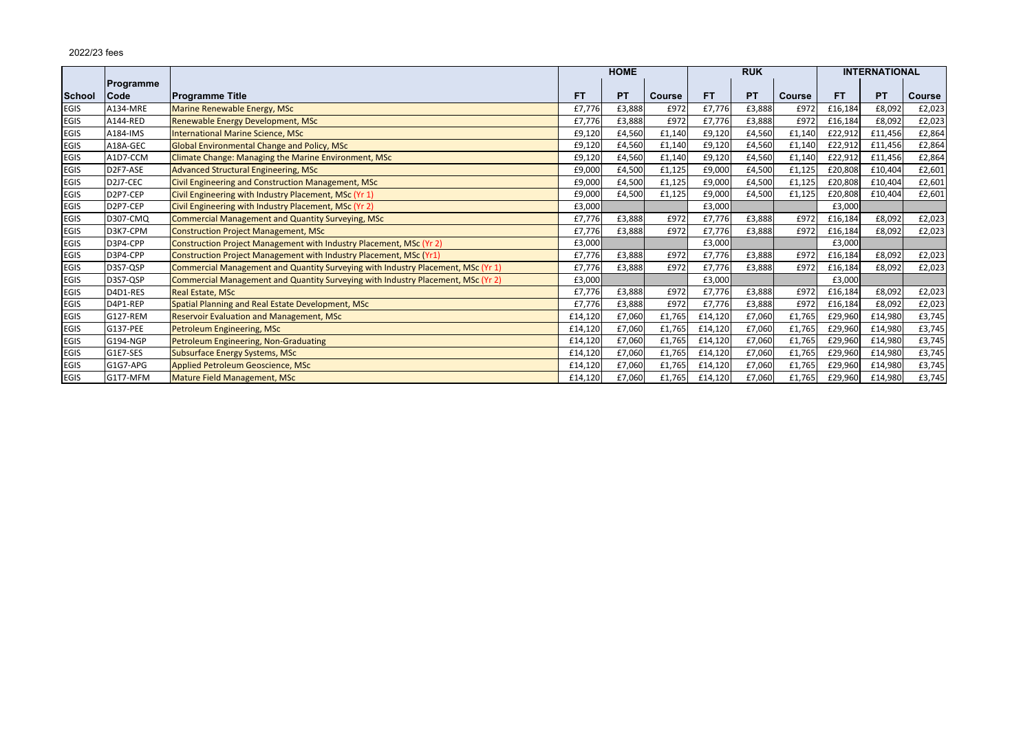2022/23 fees

| School | Programme Code | Programme Title | HOME | | | RUK | | | INTERNATIONAL | | |
|---|---|---|---|---|---|---|---|---|---|---|---|
| | | | FT | PT | Course | FT | PT | Course | FT | PT | Course |
| EGIS | A134-MRE | Marine Renewable Energy, MSc | £7,776 | £3,888 | £972 | £7,776 | £3,888 | £972 | £16,184 | £8,092 | £2,023 |
| EGIS | A144-RED | Renewable Energy Development, MSc | £7,776 | £3,888 | £972 | £7,776 | £3,888 | £972 | £16,184 | £8,092 | £2,023 |
| EGIS | A184-IMS | International Marine Science, MSc | £9,120 | £4,560 | £1,140 | £9,120 | £4,560 | £1,140 | £22,912 | £11,456 | £2,864 |
| EGIS | A18A-GEC | Global Environmental Change and Policy, MSc | £9,120 | £4,560 | £1,140 | £9,120 | £4,560 | £1,140 | £22,912 | £11,456 | £2,864 |
| EGIS | A1D7-CCM | Climate Change: Managing the Marine Environment, MSc | £9,120 | £4,560 | £1,140 | £9,120 | £4,560 | £1,140 | £22,912 | £11,456 | £2,864 |
| EGIS | D2F7-ASE | Advanced Structural Engineering, MSc | £9,000 | £4,500 | £1,125 | £9,000 | £4,500 | £1,125 | £20,808 | £10,404 | £2,601 |
| EGIS | D2J7-CEC | Civil Engineering and Construction Management, MSc | £9,000 | £4,500 | £1,125 | £9,000 | £4,500 | £1,125 | £20,808 | £10,404 | £2,601 |
| EGIS | D2P7-CEP | Civil Engineering with Industry Placement, MSc (Yr 1) | £9,000 | £4,500 | £1,125 | £9,000 | £4,500 | £1,125 | £20,808 | £10,404 | £2,601 |
| EGIS | D2P7-CEP | Civil Engineering with Industry Placement, MSc (Yr 2) | £3,000 | | | £3,000 | | | £3,000 | | |
| EGIS | D307-CMQ | Commercial Management and Quantity Surveying, MSc | £7,776 | £3,888 | £972 | £7,776 | £3,888 | £972 | £16,184 | £8,092 | £2,023 |
| EGIS | D3K7-CPM | Construction Project Management, MSc | £7,776 | £3,888 | £972 | £7,776 | £3,888 | £972 | £16,184 | £8,092 | £2,023 |
| EGIS | D3P4-CPP | Construction Project Management with Industry Placement, MSc (Yr 2) | £3,000 | | | £3,000 | | | £3,000 | | |
| EGIS | D3P4-CPP | Construction Project Management with Industry Placement, MSc (Yr1) | £7,776 | £3,888 | £972 | £7,776 | £3,888 | £972 | £16,184 | £8,092 | £2,023 |
| EGIS | D3S7-QSP | Commercial Management and Quantity Surveying with Industry Placement, MSc (Yr 1) | £7,776 | £3,888 | £972 | £7,776 | £3,888 | £972 | £16,184 | £8,092 | £2,023 |
| EGIS | D3S7-QSP | Commercial Management and Quantity Surveying with Industry Placement, MSc (Yr 2) | £3,000 | | | £3,000 | | | £3,000 | | |
| EGIS | D4D1-RES | Real Estate, MSc | £7,776 | £3,888 | £972 | £7,776 | £3,888 | £972 | £16,184 | £8,092 | £2,023 |
| EGIS | D4P1-REP | Spatial Planning and Real Estate Development, MSc | £7,776 | £3,888 | £972 | £7,776 | £3,888 | £972 | £16,184 | £8,092 | £2,023 |
| EGIS | G127-REM | Reservoir Evaluation and Management, MSc | £14,120 | £7,060 | £1,765 | £14,120 | £7,060 | £1,765 | £29,960 | £14,980 | £3,745 |
| EGIS | G137-PEE | Petroleum Engineering, MSc | £14,120 | £7,060 | £1,765 | £14,120 | £7,060 | £1,765 | £29,960 | £14,980 | £3,745 |
| EGIS | G194-NGP | Petroleum Engineering, Non-Graduating | £14,120 | £7,060 | £1,765 | £14,120 | £7,060 | £1,765 | £29,960 | £14,980 | £3,745 |
| EGIS | G1E7-SES | Subsurface Energy Systems, MSc | £14,120 | £7,060 | £1,765 | £14,120 | £7,060 | £1,765 | £29,960 | £14,980 | £3,745 |
| EGIS | G1G7-APG | Applied Petroleum Geoscience, MSc | £14,120 | £7,060 | £1,765 | £14,120 | £7,060 | £1,765 | £29,960 | £14,980 | £3,745 |
| EGIS | G1T7-MFM | Mature Field Management, MSc | £14,120 | £7,060 | £1,765 | £14,120 | £7,060 | £1,765 | £29,960 | £14,980 | £3,745 |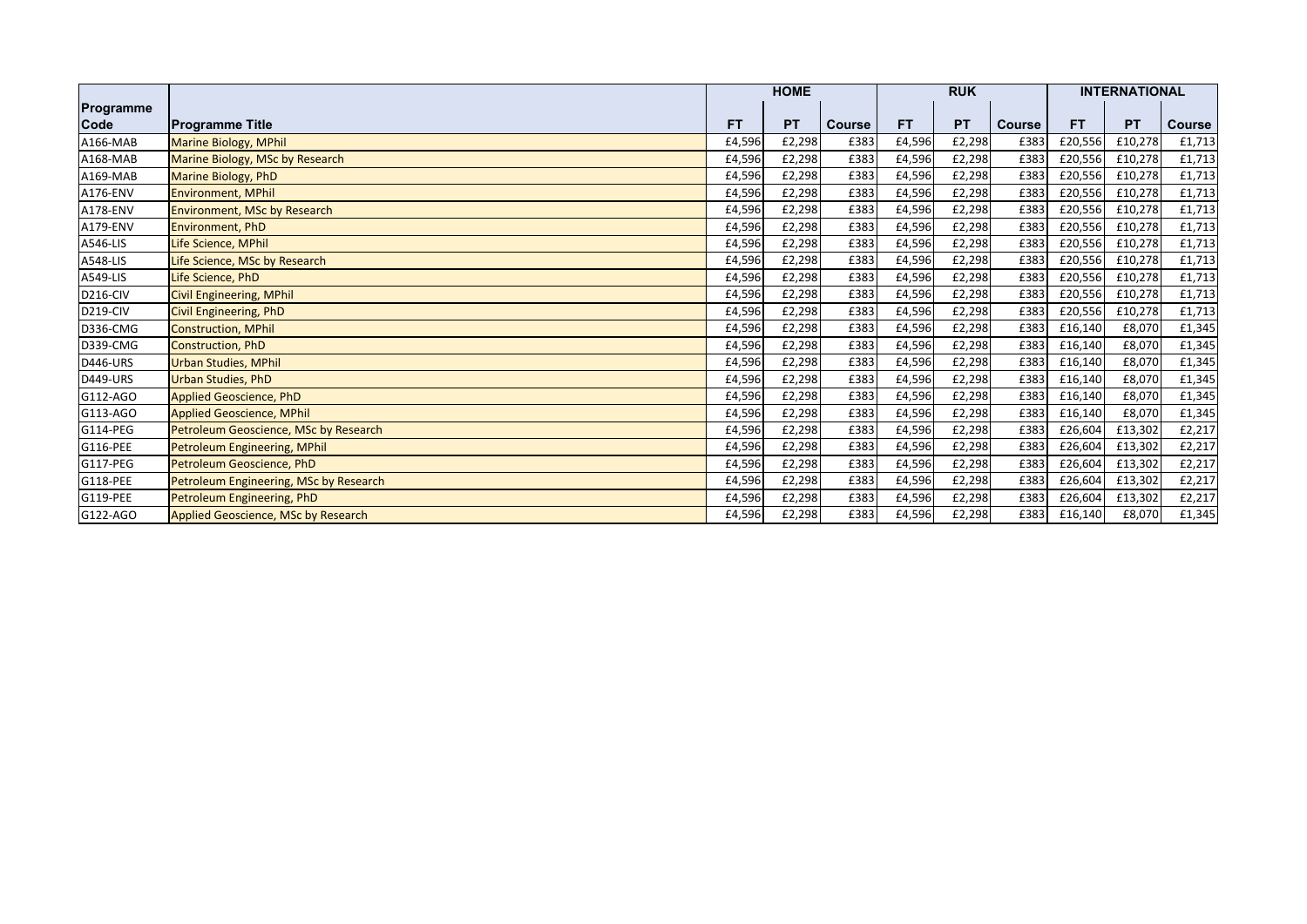| Programme Code | Programme Title | HOME | | | RUK | | | INTERNATIONAL | | |
|---|---|---|---|---|---|---|---|---|---|---|
| | | FT | PT | Course | FT | PT | Course | FT | PT | Course |
| A166-MAB | Marine Biology, MPhil | £4,596 | £2,298 | £383 | £4,596 | £2,298 | £383 | £20,556 | £10,278 | £1,713 |
| A168-MAB | Marine Biology, MSc by Research | £4,596 | £2,298 | £383 | £4,596 | £2,298 | £383 | £20,556 | £10,278 | £1,713 |
| A169-MAB | Marine Biology, PhD | £4,596 | £2,298 | £383 | £4,596 | £2,298 | £383 | £20,556 | £10,278 | £1,713 |
| A176-ENV | Environment, MPhil | £4,596 | £2,298 | £383 | £4,596 | £2,298 | £383 | £20,556 | £10,278 | £1,713 |
| A178-ENV | Environment, MSc by Research | £4,596 | £2,298 | £383 | £4,596 | £2,298 | £383 | £20,556 | £10,278 | £1,713 |
| A179-ENV | Environment, PhD | £4,596 | £2,298 | £383 | £4,596 | £2,298 | £383 | £20,556 | £10,278 | £1,713 |
| A546-LIS | Life Science, MPhil | £4,596 | £2,298 | £383 | £4,596 | £2,298 | £383 | £20,556 | £10,278 | £1,713 |
| A548-LIS | Life Science, MSc by Research | £4,596 | £2,298 | £383 | £4,596 | £2,298 | £383 | £20,556 | £10,278 | £1,713 |
| A549-LIS | Life Science, PhD | £4,596 | £2,298 | £383 | £4,596 | £2,298 | £383 | £20,556 | £10,278 | £1,713 |
| D216-CIV | Civil Engineering, MPhil | £4,596 | £2,298 | £383 | £4,596 | £2,298 | £383 | £20,556 | £10,278 | £1,713 |
| D219-CIV | Civil Engineering, PhD | £4,596 | £2,298 | £383 | £4,596 | £2,298 | £383 | £20,556 | £10,278 | £1,713 |
| D336-CMG | Construction, MPhil | £4,596 | £2,298 | £383 | £4,596 | £2,298 | £383 | £16,140 | £8,070 | £1,345 |
| D339-CMG | Construction, PhD | £4,596 | £2,298 | £383 | £4,596 | £2,298 | £383 | £16,140 | £8,070 | £1,345 |
| D446-URS | Urban Studies, MPhil | £4,596 | £2,298 | £383 | £4,596 | £2,298 | £383 | £16,140 | £8,070 | £1,345 |
| D449-URS | Urban Studies, PhD | £4,596 | £2,298 | £383 | £4,596 | £2,298 | £383 | £16,140 | £8,070 | £1,345 |
| G112-AGO | Applied Geoscience, PhD | £4,596 | £2,298 | £383 | £4,596 | £2,298 | £383 | £16,140 | £8,070 | £1,345 |
| G113-AGO | Applied Geoscience, MPhil | £4,596 | £2,298 | £383 | £4,596 | £2,298 | £383 | £16,140 | £8,070 | £1,345 |
| G114-PEG | Petroleum Geoscience, MSc by Research | £4,596 | £2,298 | £383 | £4,596 | £2,298 | £383 | £26,604 | £13,302 | £2,217 |
| G116-PEE | Petroleum Engineering, MPhil | £4,596 | £2,298 | £383 | £4,596 | £2,298 | £383 | £26,604 | £13,302 | £2,217 |
| G117-PEG | Petroleum Geoscience, PhD | £4,596 | £2,298 | £383 | £4,596 | £2,298 | £383 | £26,604 | £13,302 | £2,217 |
| G118-PEE | Petroleum Engineering, MSc by Research | £4,596 | £2,298 | £383 | £4,596 | £2,298 | £383 | £26,604 | £13,302 | £2,217 |
| G119-PEE | Petroleum Engineering, PhD | £4,596 | £2,298 | £383 | £4,596 | £2,298 | £383 | £26,604 | £13,302 | £2,217 |
| G122-AGO | Applied Geoscience, MSc by Research | £4,596 | £2,298 | £383 | £4,596 | £2,298 | £383 | £16,140 | £8,070 | £1,345 |